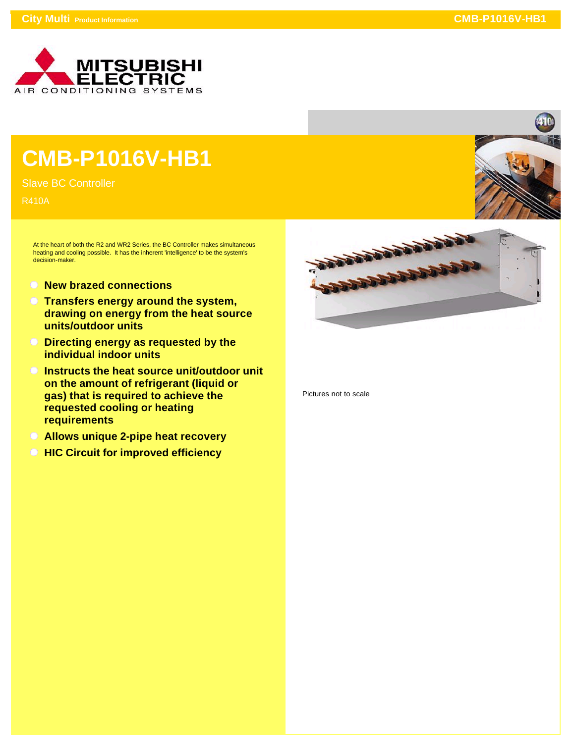# CMB-P1016V-HB1

Slave BC Controller

R410A

At the heart of both the R2 and WR2 Series, the BC Controller makes simultaneous heating and cooling possible. It has the inherent 'intelligence' to be the system's decision-maker.

- **New brazed connections**
- **Transfers energy around the system, drawing on energy from the heat source units/outdoor units**
- **Directing energy as requested by the individual indoor units**
- **Instructs the heat source unit/outdoor unit on the amount of refrigerant (liquid or gas) that is required to achieve the requested cooling or heating requirements**
- **Allows unique 2-pipe heat recovery**
- **HIC Circuit for improved efficiency**

Pictures not to scale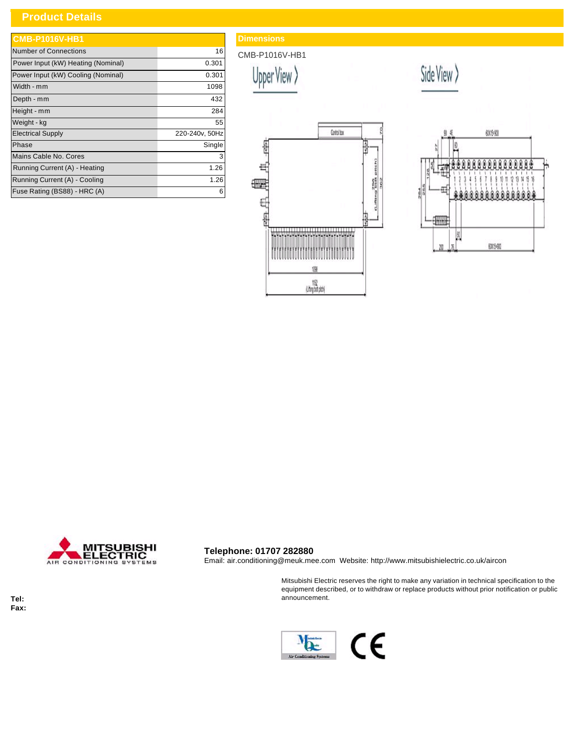# Product Details

| CMB-P1016V-HB1 | |
|---|---|
| Number of Connections | 16 |
| Power Input (kW) Heating (Nominal) | 0.301 |
| Power Input (kW) Cooling (Nominal) | 0.301 |
| Width - mm | 1098 |
| Depth - mm | 432 |
| Height - mm | 284 |
| Weight - kg | 55 |
| Electrical Supply | 220-240v, 50Hz |
| Phase | Single |
| Mains Cable No. Cores | 3 |
| Running Current (A) - Heating | 1.26 |
| Running Current (A) - Cooling | 1.26 |
| Fuse Rating (BS88) - HRC (A) | 6 |

## Dimensions

CMB-P1016V-HB1

Upper View

Control box

70

256 (Lifting bolt pitch)

362

1098

1152 (Lifting bolt pitch)

Side View

90 45

60X15=900

27

60

58

128

284

255

1 2 3 4 5 6 7 8 9 10 11 12 13 14 15 16

60

200 75

60X15=900

**Telephone: 01707 282880**

Email: air.conditioning@meuk.mee.com Website: http://www.mitsubishielectric.co.uk/aircon

Mitsubishi Electric reserves the right to make any variation in technical specification to the equipment described, or to withdraw or replace products without prior notification or public announcement.

**Tel:**

**Fax:**